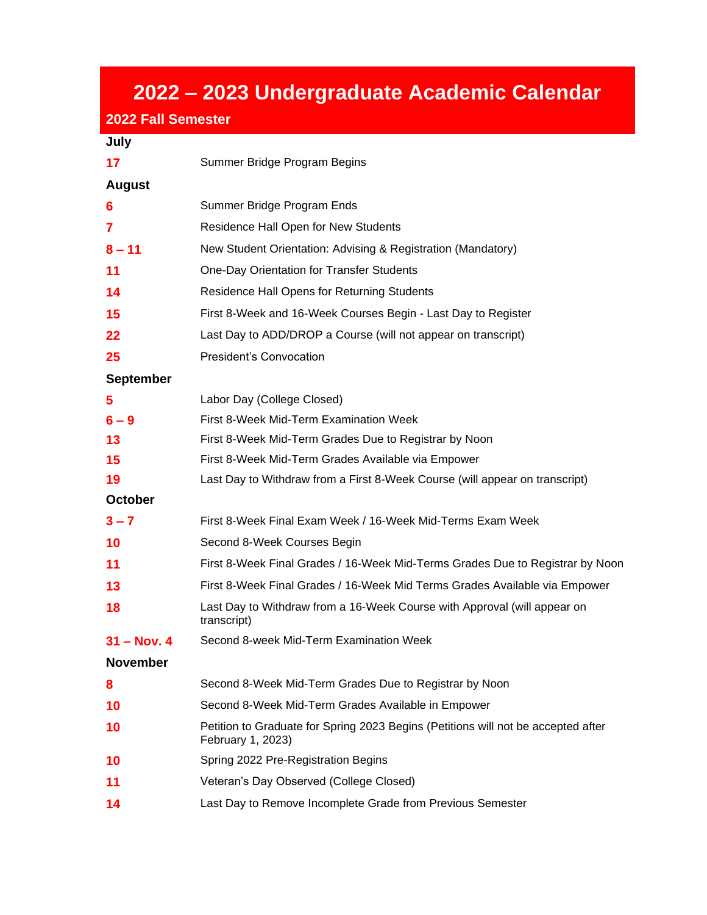# 2022 – 2023 Undergraduate Academic Calendar

## 2022 Fall Semester

### July

| | |
|---|---|
| **17** | Summer Bridge Program Begins |

### August

| | |
|---|---|
| **6** | Summer Bridge Program Ends |
| **7** | Residence Hall Open for New Students |
| **8 – 11** | New Student Orientation: Advising & Registration (Mandatory) |
| **11** | One-Day Orientation for Transfer Students |
| **14** | Residence Hall Opens for Returning Students |
| **15** | First 8-Week and 16-Week Courses Begin - Last Day to Register |
| **22** | Last Day to ADD/DROP a Course (will not appear on transcript) |
| **25** | President's Convocation |

### September

| | |
|---|---|
| **5** | Labor Day (College Closed) |
| **6 – 9** | First 8-Week Mid-Term Examination Week |
| **13** | First 8-Week Mid-Term Grades Due to Registrar by Noon |
| **15** | First 8-Week Mid-Term Grades Available via Empower |
| **19** | Last Day to Withdraw from a First 8-Week Course (will appear on transcript) |

### October

| | |
|---|---|
| **3 – 7** | First 8-Week Final Exam Week / 16-Week Mid-Terms Exam Week |
| **10** | Second 8-Week Courses Begin |
| **11** | First 8-Week Final Grades / 16-Week Mid-Terms Grades Due to Registrar by Noon |
| **13** | First 8-Week Final Grades / 16-Week Mid Terms Grades Available via Empower |
| **18** | Last Day to Withdraw from a 16-Week Course with Approval (will appear on transcript) |
| **31 – Nov. 4** | Second 8-week Mid-Term Examination Week |

### November

| | |
|---|---|
| **8** | Second 8-Week Mid-Term Grades Due to Registrar by Noon |
| **10** | Second 8-Week Mid-Term Grades Available in Empower |
| **10** | Petition to Graduate for Spring 2023 Begins (Petitions will not be accepted after February 1, 2023) |
| **10** | Spring 2022 Pre-Registration Begins |
| **11** | Veteran's Day Observed (College Closed) |
| **14** | Last Day to Remove Incomplete Grade from Previous Semester |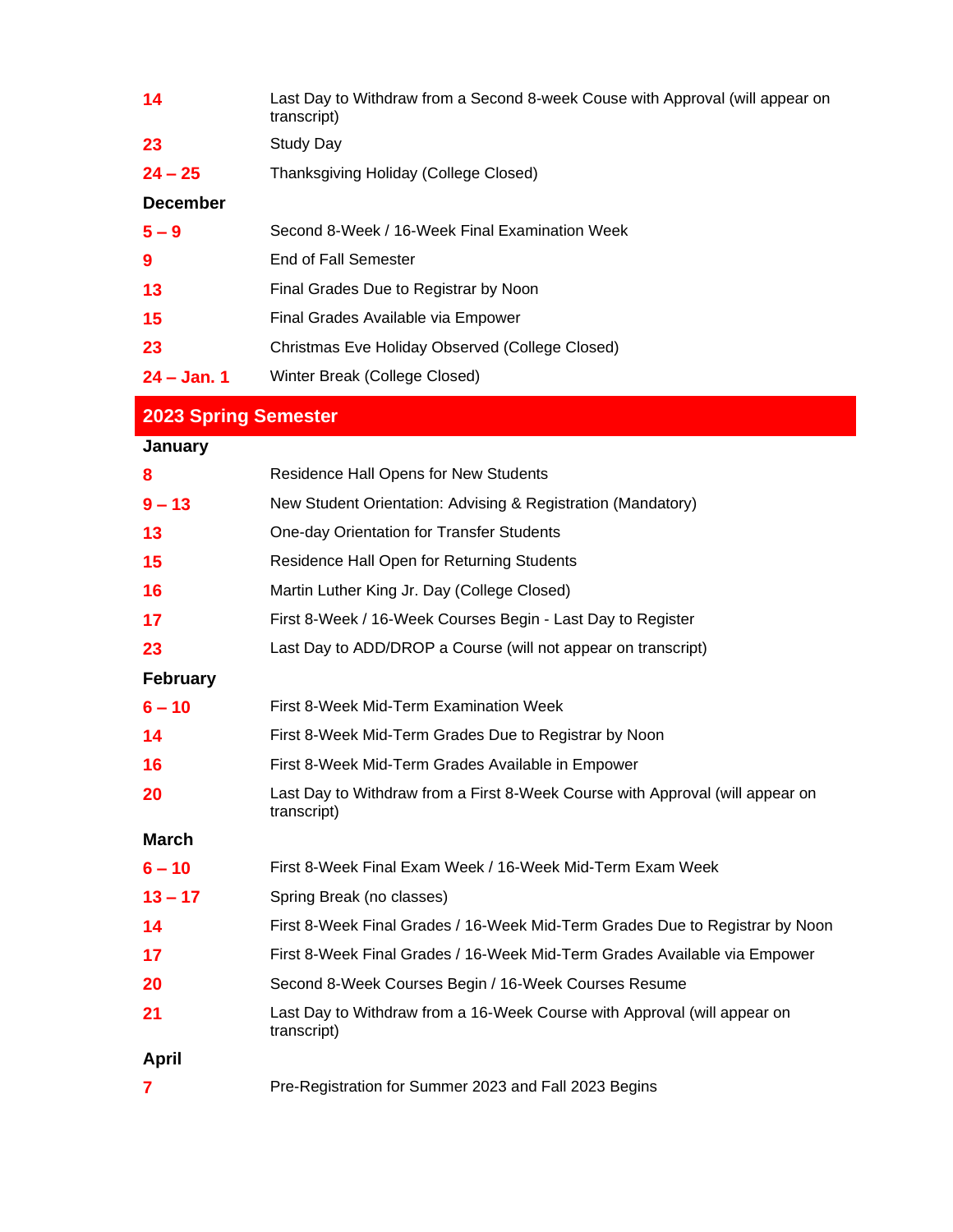| | |
|---|---|
| **14** | Last Day to Withdraw from a Second 8-week Couse with Approval (will appear on transcript) |
| **23** | Study Day |
| **24 – 25** | Thanksgiving Holiday (College Closed) |

**December**

| | |
|---|---|
| **5 – 9** | Second 8-Week / 16-Week Final Examination Week |
| **9** | End of Fall Semester |
| **13** | Final Grades Due to Registrar by Noon |
| **15** | Final Grades Available via Empower |
| **23** | Christmas Eve Holiday Observed (College Closed) |
| **24 – Jan. 1** | Winter Break (College Closed) |

## 2023 Spring Semester

**January**

| | |
|---|---|
| **8** | Residence Hall Opens for New Students |
| **9 – 13** | New Student Orientation: Advising & Registration (Mandatory) |
| **13** | One-day Orientation for Transfer Students |
| **15** | Residence Hall Open for Returning Students |
| **16** | Martin Luther King Jr. Day (College Closed) |
| **17** | First 8-Week / 16-Week Courses Begin - Last Day to Register |
| **23** | Last Day to ADD/DROP a Course (will not appear on transcript) |

**February**

| | |
|---|---|
| **6 – 10** | First 8-Week Mid-Term Examination Week |
| **14** | First 8-Week Mid-Term Grades Due to Registrar by Noon |
| **16** | First 8-Week Mid-Term Grades Available in Empower |
| **20** | Last Day to Withdraw from a First 8-Week Course with Approval (will appear on transcript) |

**March**

| | |
|---|---|
| **6 – 10** | First 8-Week Final Exam Week / 16-Week Mid-Term Exam Week |
| **13 – 17** | Spring Break (no classes) |
| **14** | First 8-Week Final Grades / 16-Week Mid-Term Grades Due to Registrar by Noon |
| **17** | First 8-Week Final Grades / 16-Week Mid-Term Grades Available via Empower |
| **20** | Second 8-Week Courses Begin / 16-Week Courses Resume |
| **21** | Last Day to Withdraw from a 16-Week Course with Approval (will appear on transcript) |

**April**

| | |
|---|---|
| **7** | Pre-Registration for Summer 2023 and Fall 2023 Begins |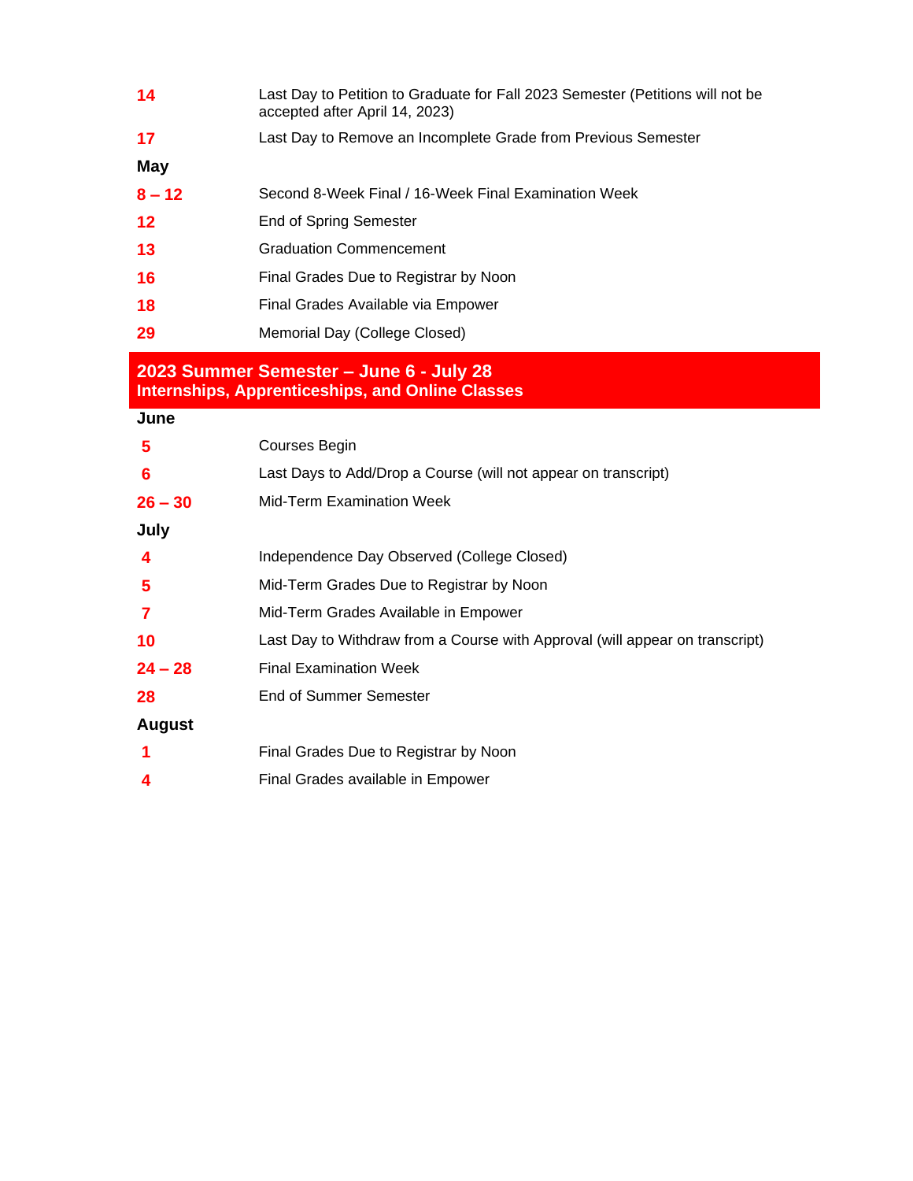| | |
|---|---|
| **14** | Last Day to Petition to Graduate for Fall 2023 Semester (Petitions will not be accepted after April 14, 2023) |
| **17** | Last Day to Remove an Incomplete Grade from Previous Semester |
| **May** | |
| **8 – 12** | Second 8-Week Final / 16-Week Final Examination Week |
| **12** | End of Spring Semester |
| **13** | Graduation Commencement |
| **16** | Final Grades Due to Registrar by Noon |
| **18** | Final Grades Available via Empower |
| **29** | Memorial Day (College Closed) |

## 2023 Summer Semester – June 6 - July 28
### Internships, Apprenticeships, and Online Classes

| | |
|---|---|
| **June** | |
| **5** | Courses Begin |
| **6** | Last Days to Add/Drop a Course (will not appear on transcript) |
| **26 – 30** | Mid-Term Examination Week |
| **July** | |
| **4** | Independence Day Observed (College Closed) |
| **5** | Mid-Term Grades Due to Registrar by Noon |
| **7** | Mid-Term Grades Available in Empower |
| **10** | Last Day to Withdraw from a Course with Approval (will appear on transcript) |
| **24 – 28** | Final Examination Week |
| **28** | End of Summer Semester |
| **August** | |
| **1** | Final Grades Due to Registrar by Noon |
| **4** | Final Grades available in Empower |